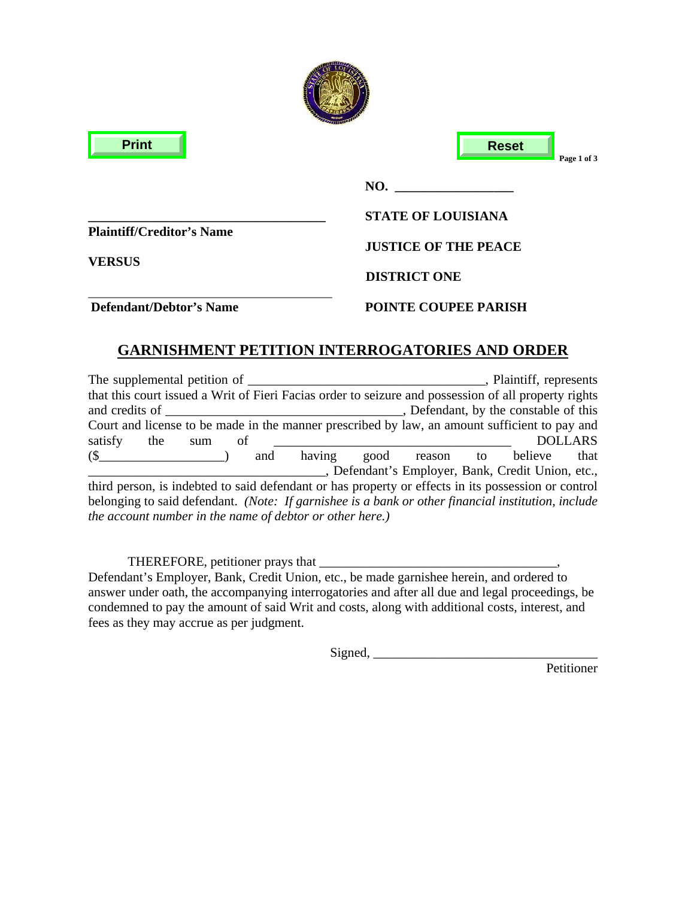NO. ________________

________________________________
**Plaintiff/Creditor's Name**

**VERSUS**

________________________________
**Defendant/Debtor's Name**

**STATE OF LOUISIANA**

**JUSTICE OF THE PEACE**

**DISTRICT ONE**

**POINTE COUPEE PARISH**

## GARNISHMENT PETITION INTERROGATORIES AND ORDER

The supplemental petition of ________________________________, Plaintiff, represents that this court issued a Writ of Fieri Facias order to seizure and possession of all property rights and credits of ________________________________, Defendant, by the constable of this Court and license to be made in the manner prescribed by law, an amount sufficient to pay and satisfy the sum of ________________________________ DOLLARS ($__________________) and having good reason to believe that ________________________________, Defendant's Employer, Bank, Credit Union, etc., third person, is indebted to said defendant or has property or effects in its possession or control belonging to said defendant. *(Note: If garnishee is a bank or other financial institution, include the account number in the name of debtor or other here.)*

THEREFORE, petitioner prays that ________________________________, Defendant's Employer, Bank, Credit Union, etc., be made garnishee herein, and ordered to answer under oath, the accompanying interrogatories and after all due and legal proceedings, be condemned to pay the amount of said Writ and costs, along with additional costs, interest, and fees as they may accrue as per judgment.

Signed, ______________________________
Petitioner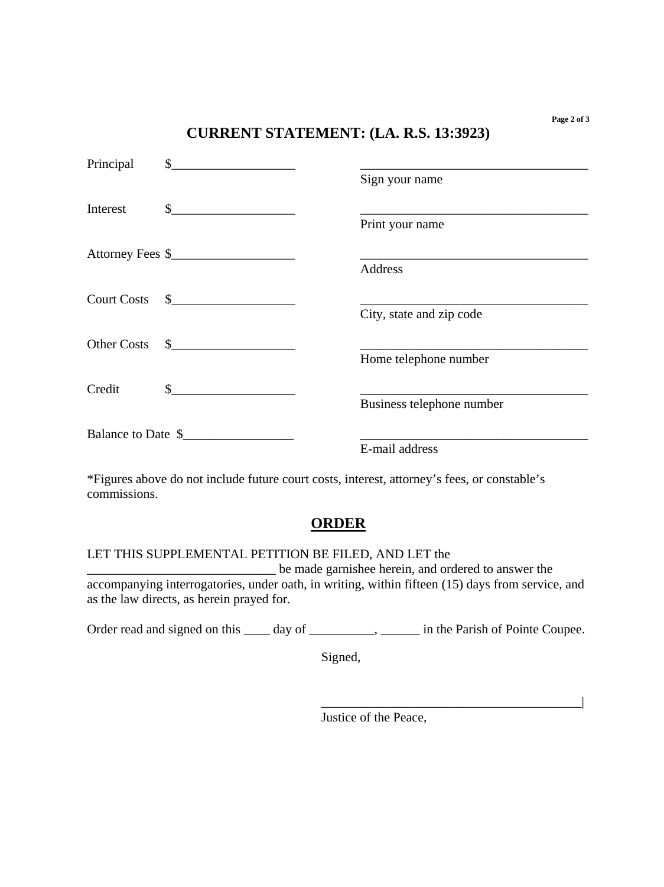## CURRENT STATEMENT: (LA. R.S. 13:3923)

| | |
|---|---|
| Principal $___________________ | ____________________________________ Sign your name |
| Interest $___________________ | ____________________________________ Print your name |
| Attorney Fees $___________________ | ____________________________________ Address |
| Court Costs $___________________ | ____________________________________ City, state and zip code |
| Other Costs $___________________ | ____________________________________ Home telephone number |
| Credit $___________________ | ____________________________________ Business telephone number |
| Balance to Date $_________________ | ____________________________________ E-mail address |

*Figures above do not include future court costs, interest, attorney's fees, or constable's commissions.

## ORDER

LET THIS SUPPLEMENTAL PETITION BE FILED, AND LET the _____________________________ be made garnishee herein, and ordered to answer the accompanying interrogatories, under oath, in writing, within fifteen (15) days from service, and as the law directs, as herein prayed for.

Order read and signed on this ____ day of __________, ______ in the Parish of Pointe Coupee.

Signed,

_________________________________________|
Justice of the Peace,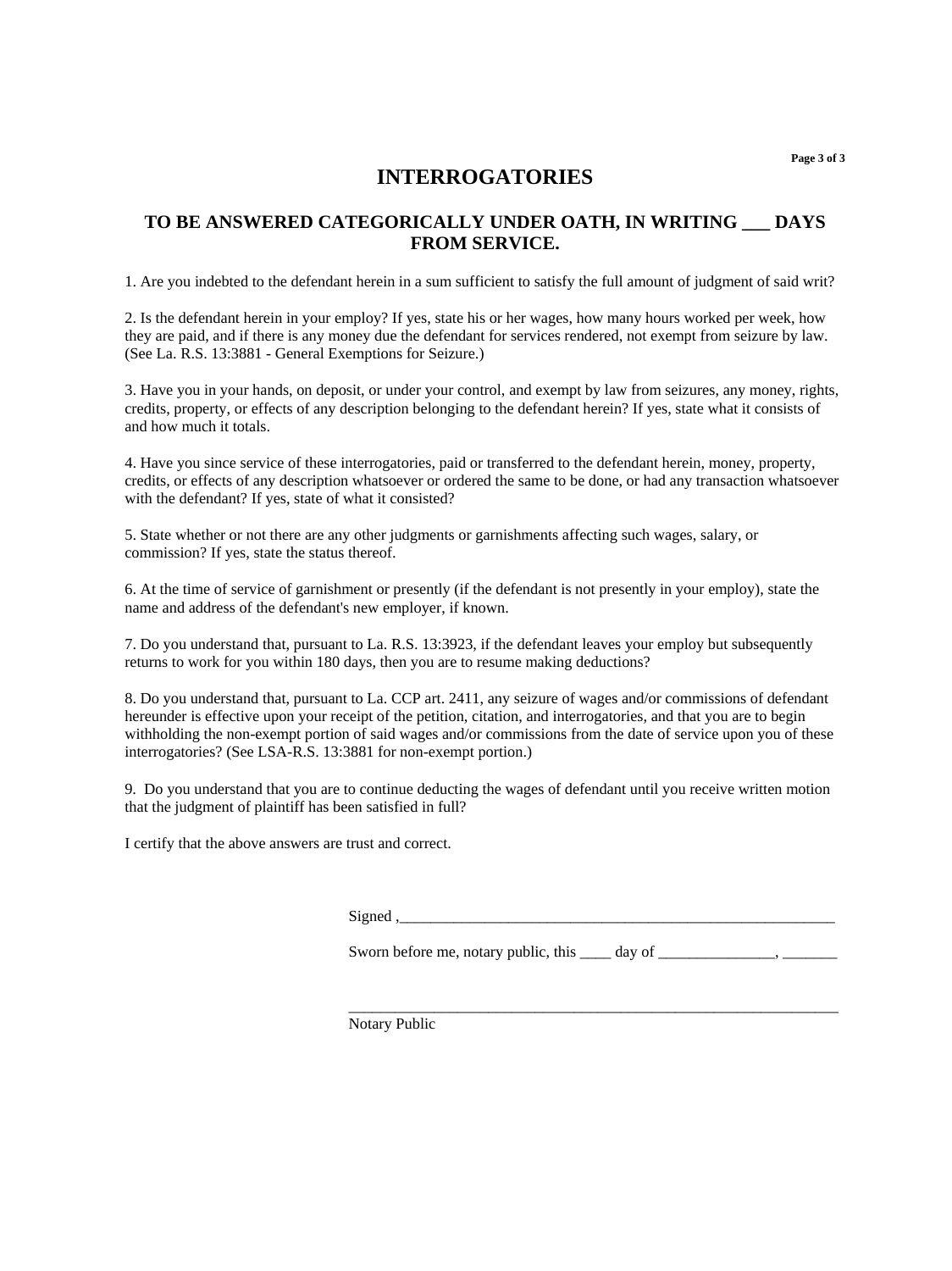# INTERROGATORIES

## TO BE ANSWERED CATEGORICALLY UNDER OATH, IN WRITING ___ DAYS FROM SERVICE.

1. Are you indebted to the defendant herein in a sum sufficient to satisfy the full amount of judgment of said writ?

2. Is the defendant herein in your employ? If yes, state his or her wages, how many hours worked per week, how they are paid, and if there is any money due the defendant for services rendered, not exempt from seizure by law. (See La. R.S. 13:3881 - General Exemptions for Seizure.)

3. Have you in your hands, on deposit, or under your control, and exempt by law from seizures, any money, rights, credits, property, or effects of any description belonging to the defendant herein? If yes, state what it consists of and how much it totals.

4. Have you since service of these interrogatories, paid or transferred to the defendant herein, money, property, credits, or effects of any description whatsoever or ordered the same to be done, or had any transaction whatsoever with the defendant? If yes, state of what it consisted?

5. State whether or not there are any other judgments or garnishments affecting such wages, salary, or commission? If yes, state the status thereof.

6. At the time of service of garnishment or presently (if the defendant is not presently in your employ), state the name and address of the defendant's new employer, if known.

7. Do you understand that, pursuant to La. R.S. 13:3923, if the defendant leaves your employ but subsequently returns to work for you within 180 days, then you are to resume making deductions?

8. Do you understand that, pursuant to La. CCP art. 2411, any seizure of wages and/or commissions of defendant hereunder is effective upon your receipt of the petition, citation, and interrogatories, and that you are to begin withholding the non-exempt portion of said wages and/or commissions from the date of service upon you of these interrogatories? (See LSA-R.S. 13:3881 for non-exempt portion.)

9. Do you understand that you are to continue deducting the wages of defendant until you receive written motion that the judgment of plaintiff has been satisfied in full?

I certify that the above answers are trust and correct.

Signed ,__________________________________________________________

Sworn before me, notary public, this ____ day of _______________, _______

_________________________________________________________________
Notary Public